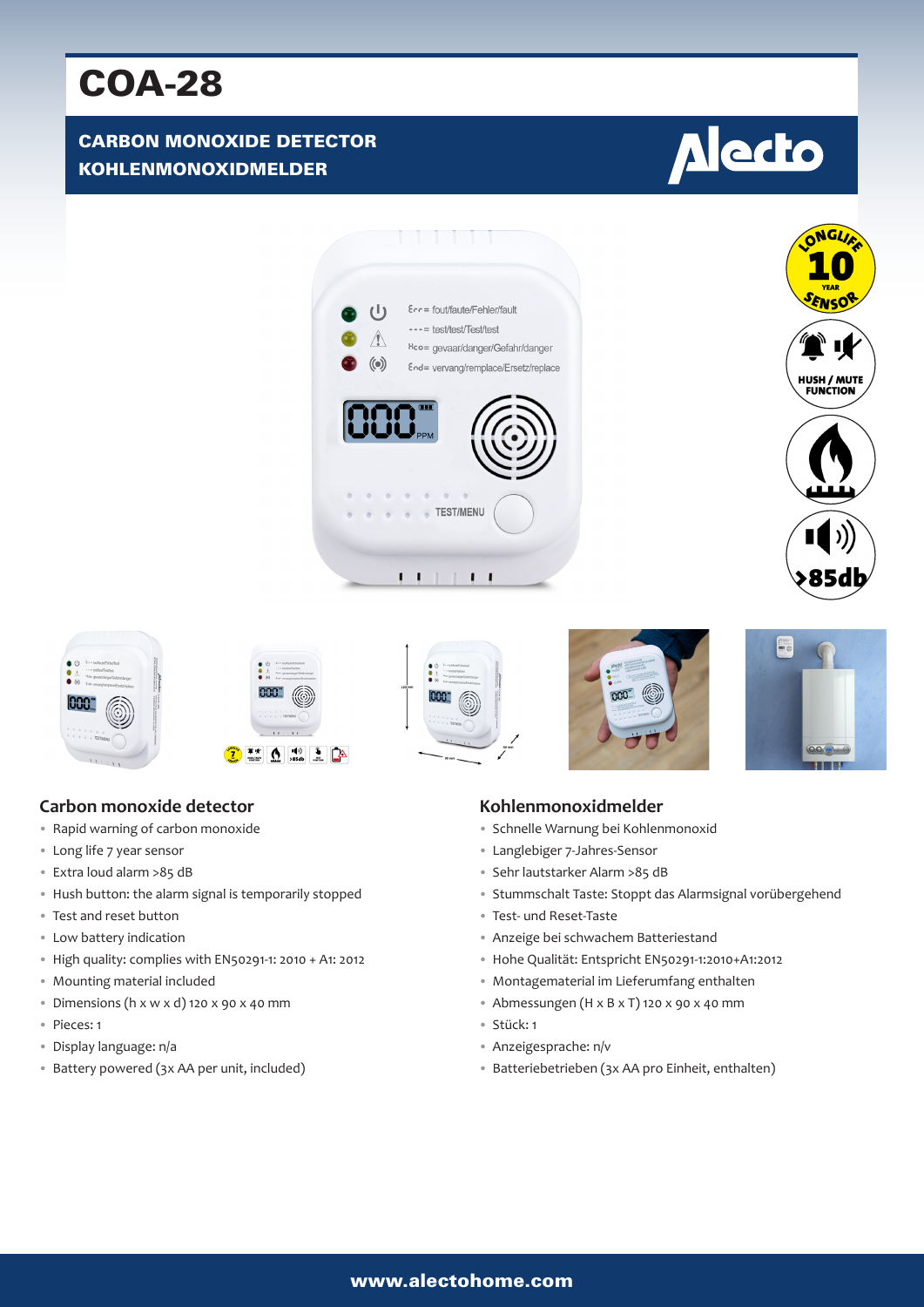# COA-28

## CARBON MONOXIDE DETECTOR
## KOHLENMONOXIDMELDER

### Carbon monoxide detector

- Rapid warning of carbon monoxide
- Long life 7 year sensor
- Extra loud alarm >85 dB
- Hush button: the alarm signal is temporarily stopped
- Test and reset button
- Low battery indication
- High quality: complies with EN50291-1: 2010 + A1: 2012
- Mounting material included
- Dimensions (h x w x d) 120 x 90 x 40 mm
- Pieces: 1
- Display language: n/a
- Battery powered (3x AA per unit, included)

### Kohlenmonoxidmelder

- Schnelle Warnung bei Kohlenmonoxid
- Langlebiger 7-Jahres-Sensor
- Sehr lautstarker Alarm >85 dB
- Stummschalt Taste: Stoppt das Alarmsignal vorübergehend
- Test- und Reset-Taste
- Anzeige bei schwachem Batteriestand
- Hohe Qualität: Entspricht EN50291-1:2010+A1:2012
- Montagematerial im Lieferumfang enthalten
- Abmessungen (H x B x T) 120 x 90 x 40 mm
- Stück: 1
- Anzeigesprache: n/v
- Batteriebetrieben (3x AA pro Einheit, enthalten)

www.alectohome.com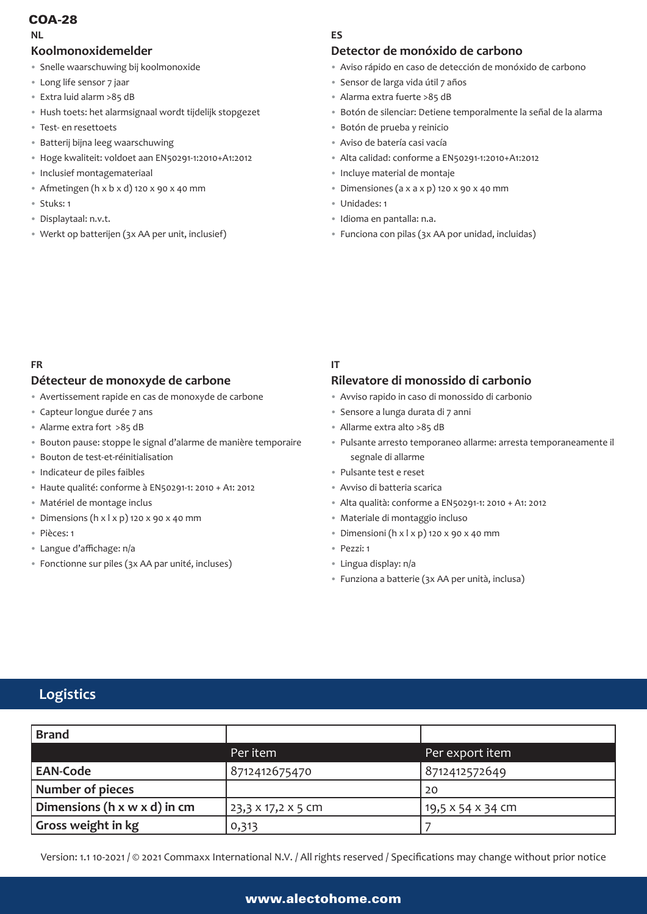# COA-28

## NL

### Koolmonoxidemelder

- Snelle waarschuwing bij koolmonoxide
- Long life sensor 7 jaar
- Extra luid alarm >85 dB
- Hush toets: het alarmsignaal wordt tijdelijk stopgezet
- Test- en resettoets
- Batterij bijna leeg waarschuwing
- Hoge kwaliteit: voldoet aan EN50291-1:2010+A1:2012
- Inclusief montagemateriaal
- Afmetingen (h x b x d) 120 x 90 x 40 mm
- Stuks: 1
- Displaytaal: n.v.t.
- Werkt op batterijen (3x AA per unit, inclusief)

## ES

### Detector de monóxido de carbono

- Aviso rápido en caso de detección de monóxido de carbono
- Sensor de larga vida útil 7 años
- Alarma extra fuerte >85 dB
- Botón de silenciar: Detiene temporalmente la señal de la alarma
- Botón de prueba y reinicio
- Aviso de batería casi vacía
- Alta calidad: conforme a EN50291-1:2010+A1:2012
- Incluye material de montaje
- Dimensiones (a x a x p) 120 x 90 x 40 mm
- Unidades: 1
- Idioma en pantalla: n.a.
- Funciona con pilas (3x AA por unidad, incluidas)

## FR

### Détecteur de monoxyde de carbone

- Avertissement rapide en cas de monoxyde de carbone
- Capteur longue durée 7 ans
- Alarme extra fort >85 dB
- Bouton pause: stoppe le signal d'alarme de manière temporaire
- Bouton de test-et-réinitialisation
- Indicateur de piles faibles
- Haute qualité: conforme à EN50291-1: 2010 + A1: 2012
- Matériel de montage inclus
- Dimensions (h x l x p) 120 x 90 x 40 mm
- Pièces: 1
- Langue d'affichage: n/a
- Fonctionne sur piles (3x AA par unité, incluses)

## IT

### Rilevatore di monossido di carbonio

- Avviso rapido in caso di monossido di carbonio
- Sensore a lunga durata di 7 anni
- Allarme extra alto >85 dB
- Pulsante arresto temporaneo allarme: arresta temporaneamente il segnale di allarme
- Pulsante test e reset
- Avviso di batteria scarica
- Alta qualità: conforme a EN50291-1: 2010 + A1: 2012
- Materiale di montaggio incluso
- Dimensioni (h x l x p) 120 x 90 x 40 mm
- Pezzi: 1
- Lingua display: n/a
- Funziona a batterie (3x AA per unità, inclusa)

## Logistics

| Brand | | |
|---|---|---|
| | Per item | Per export item |
| EAN-Code | 8712412675470 | 8712412572649 |
| Number of pieces | | 20 |
| Dimensions (h x w x d) in cm | 23,3 x 17,2 x 5 cm | 19,5 x 54 x 34 cm |
| Gross weight in kg | 0,313 | 7 |

Version: 1.1 10-2021 / © 2021 Commaxx International N.V. / All rights reserved / Specifications may change without prior notice

www.alectohome.com